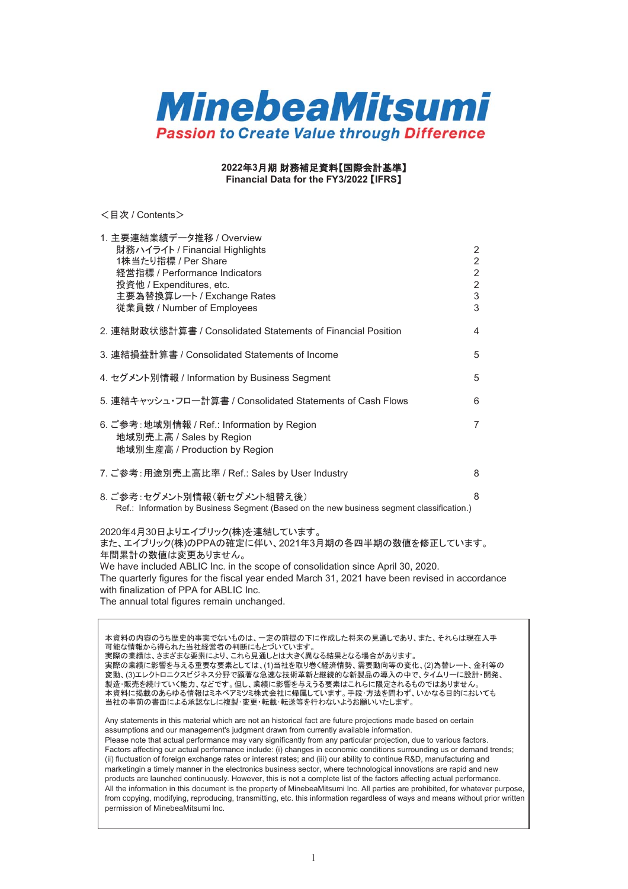# MinebeaMitsumi

*Passion to Create Value through Difference*

## 2022年3月期 財務補足資料【国際会計基準】
## Financial Data for the FY3/2022【IFRS】

＜目次 / Contents＞

| | |
|---|---|
| 1. 主要連結業績データ推移 / Overview | |
| 財務ハイライト / Financial Highlights | 2 |
| 1株当たり指標 / Per Share | 2 |
| 経営指標 / Performance Indicators | 2 |
| 投資他 / Expenditures, etc. | 2 |
| 主要為替換算レート / Exchange Rates | 3 |
| 従業員数 / Number of Employees | 3 |
| 2. 連結財政状態計算書 / Consolidated Statements of Financial Position | 4 |
| 3. 連結損益計算書 / Consolidated Statements of Income | 5 |
| 4. セグメント別情報 / Information by Business Segment | 5 |
| 5. 連結キャッシュ・フロー計算書 / Consolidated Statements of Cash Flows | 6 |
| 6. ご参考：地域別情報 / Ref.: Information by Region | 7 |
| 地域別売上高 / Sales by Region | |
| 地域別生産高 / Production by Region | |
| 7. ご参考：用途別売上高比率 / Ref.: Sales by User Industry | 8 |
| 8. ご参考：セグメント別情報（新セグメント組替え後） Ref.: Information by Business Segment (Based on the new business segment classification.) | 8 |

2020年4月30日よりエイブリック(株)を連結しています。
また、エイブリック(株)のPPAの確定に伴い、2021年3月期の各四半期の数値を修正しています。
年間累計の数値は変更ありません。
We have included ABLIC Inc. in the scope of consolidation since April 30, 2020.
The quarterly figures for the fiscal year ended March 31, 2021 have been revised in accordance with finalization of PPA for ABLIC Inc.
The annual total figures remain unchanged.

本資料の内容のうち歴史的事実でないものは、一定の前提の下に作成した将来の見通しであり、また、それらは現在入手可能な情報から得られた当社経営者の判断にもとづいています。
実際の業績は、さまざまな要素により、これら見通しとは大きく異なる結果となる場合があります。
実際の業績に影響を与える重要な要素としては、(1)当社を取り巻く経済情勢、需要動向等の変化、(2)為替レート、金利等の変動、(3)エレクトロニクスビジネス分野で顕著な急速な技術革新と継続的な新製品の導入の中で、タイムリーに設計・開発、製造・販売を続けていく能力、などです。但し、業績に影響を与えうる要素はこれらに限定されるものではありません。
本資料に掲載のあらゆる情報はミネベアミツミ株式会社に帰属しています。手段・方法を問わず、いかなる目的においても当社の事前の書面による承認なしに複製・変更・転載・転送等を行わないようお願いいたします。

Any statements in this material which are not an historical fact are future projections made based on certain assumptions and our management's judgment drawn from currently available information.
Please note that actual performance may vary significantly from any particular projection, due to various factors.
Factors affecting our actual performance include: (i) changes in economic conditions surrounding us or demand trends; (ii) fluctuation of foreign exchange rates or interest rates; and (iii) our ability to continue R&D, manufacturing and marketingin a timely manner in the electronics business sector, where technological innovations are rapid and new products are launched continuously. However, this is not a complete list of the factors affecting actual performance.
All the information in this document is the property of MinebeaMitsumi Inc. All parties are prohibited, for whatever purpose, from copying, modifying, reproducing, transmitting, etc. this information regardless of ways and means without prior written permission of MinebeaMitsumi Inc.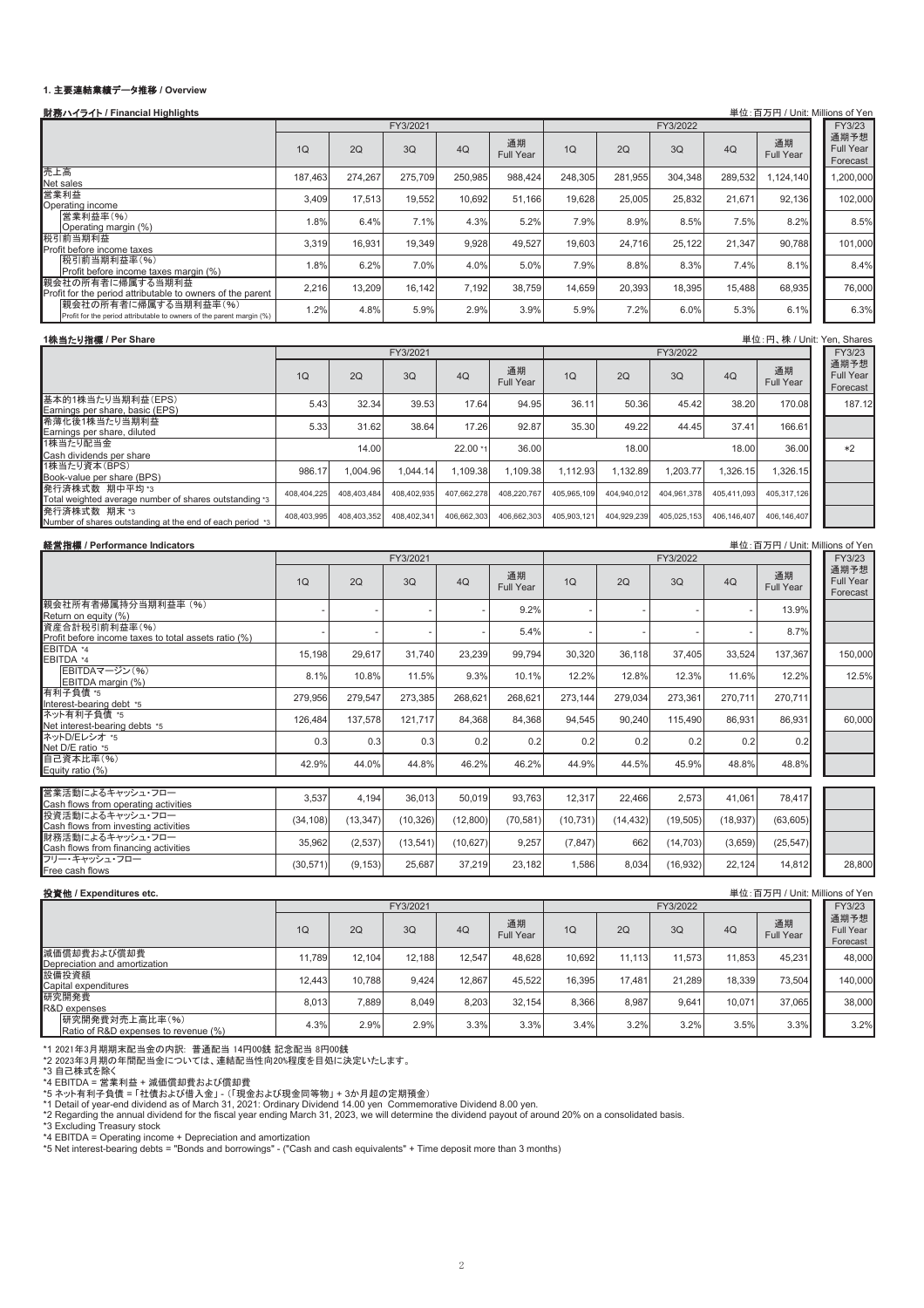### 1. 主要連結業績データ推移 / Overview

**財務ハイライト / Financial Highlights**

単位:百万円 / Unit: Millions of Yen

| | FY3/2021 | | | | | FY3/2022 | | | | | FY3/23 |
|---|---|---|---|---|---|---|---|---|---|---|---|
| | 1Q | 2Q | 3Q | 4Q | 通期 Full Year | 1Q | 2Q | 3Q | 4Q | 通期 Full Year | 通期予想 Full Year Forecast |
| 売上高 Net sales | 187,463 | 274,267 | 275,709 | 250,985 | 988,424 | 248,305 | 281,955 | 304,348 | 289,532 | 1,124,140 | 1,200,000 |
| 営業利益 Operating income | 3,409 | 17,513 | 19,552 | 10,692 | 51,166 | 19,628 | 25,005 | 25,832 | 21,671 | 92,136 | 102,000 |
| 営業利益率(%) Operating margin (%) | 1.8% | 6.4% | 7.1% | 4.3% | 5.2% | 7.9% | 8.9% | 8.5% | 7.5% | 8.2% | 8.5% |
| 税引前当期利益 Profit before income taxes | 3,319 | 16,931 | 19,349 | 9,928 | 49,527 | 19,603 | 24,716 | 25,122 | 21,347 | 90,788 | 101,000 |
| 税引前当期利益率(%) Profit before income taxes margin (%) | 1.8% | 6.2% | 7.0% | 4.0% | 5.0% | 7.9% | 8.8% | 8.3% | 7.4% | 8.1% | 8.4% |
| 親会社の所有者に帰属する当期利益 Profit for the period attributable to owners of the parent | 2,216 | 13,209 | 16,142 | 7,192 | 38,759 | 14,659 | 20,393 | 18,395 | 15,488 | 68,935 | 76,000 |
| 親会社の所有者に帰属する当期利益率(%) Profit for the period attributable to owners of the parent margin (%) | 1.2% | 4.8% | 5.9% | 2.9% | 3.9% | 5.9% | 7.2% | 6.0% | 5.3% | 6.1% | 6.3% |

**1株当たり指標 / Per Share**

単位:円、株 / Unit: Yen, Shares

| | FY3/2021 | | | | | FY3/2022 | | | | | FY3/23 |
|---|---|---|---|---|---|---|---|---|---|---|---|
| | 1Q | 2Q | 3Q | 4Q | 通期 Full Year | 1Q | 2Q | 3Q | 4Q | 通期 Full Year | 通期予想 Full Year Forecast |
| 基本的1株当たり当期利益(EPS) Earnings per share, basic (EPS) | 5.43 | 32.34 | 39.53 | 17.64 | 94.95 | 36.11 | 50.36 | 45.42 | 38.20 | 170.08 | 187.12 |
| 希薄化後1株当たり当期利益 Earnings per share, diluted | 5.33 | 31.62 | 38.64 | 17.26 | 92.87 | 35.30 | 49.22 | 44.45 | 37.41 | 166.61 | |
| 1株当たり配当金 Cash dividends per share | | 14.00 | | 22.00 *1 | 36.00 | | 18.00 | | 18.00 | 36.00 | *2 |
| 1株当たり資本(BPS) Book-value per share (BPS) | 986.17 | 1,004.96 | 1,044.14 | 1,109.38 | 1,109.38 | 1,112.93 | 1,132.89 | 1,203.77 | 1,326.15 | 1,326.15 | |
| 発行済株式数 期中平均 *3 Total weighted average number of shares outstanding *3 | 408,404,225 | 408,403,484 | 408,402,935 | 407,662,278 | 408,220,767 | 405,965,109 | 404,940,012 | 404,961,378 | 405,411,093 | 405,317,126 | |
| 発行済株式数 期末 *3 Number of shares outstanding at the end of each period *3 | 408,403,995 | 408,403,352 | 408,402,341 | 406,662,303 | 406,662,303 | 405,903,121 | 404,929,239 | 405,025,153 | 406,146,407 | 406,146,407 | |

**経営指標 / Performance Indicators**

単位:百万円 / Unit: Millions of Yen

| | FY3/2021 | | | | | FY3/2022 | | | | | FY3/23 |
|---|---|---|---|---|---|---|---|---|---|---|---|
| | 1Q | 2Q | 3Q | 4Q | 通期 Full Year | 1Q | 2Q | 3Q | 4Q | 通期 Full Year | 通期予想 Full Year Forecast |
| 親会社所有者帰属持分当期利益率(%) Return on equity (%) | - | - | - | - | 9.2% | - | - | - | - | 13.9% | |
| 資産合計税引前利益率(%) Profit before income taxes to total assets ratio (%) | - | - | - | - | 5.4% | - | - | - | - | 8.7% | |
| EBITDA *4 EBITDA *4 | 15,198 | 29,617 | 31,740 | 23,239 | 99,794 | 30,320 | 36,118 | 37,405 | 33,524 | 137,367 | 150,000 |
| EBITDAマージン(%) EBITDA margin (%) | 8.1% | 10.8% | 11.5% | 9.3% | 10.1% | 12.2% | 12.8% | 12.3% | 11.6% | 12.2% | 12.5% |
| 有利子負債 *5 Interest-bearing debt *5 | 279,956 | 279,547 | 273,385 | 268,621 | 268,621 | 273,144 | 279,034 | 273,361 | 270,711 | 270,711 | |
| ネット有利子負債 *5 Net interest-bearing debts *5 | 126,484 | 137,578 | 121,717 | 84,368 | 84,368 | 94,545 | 90,240 | 115,490 | 86,931 | 86,931 | 60,000 |
| ネットD/Eレシオ *5 Net D/E ratio *5 | 0.3 | 0.3 | 0.3 | 0.2 | 0.2 | 0.2 | 0.2 | 0.2 | 0.2 | 0.2 | |
| 自己資本比率(%) Equity ratio (%) | 42.9% | 44.0% | 44.8% | 46.2% | 46.2% | 44.9% | 44.5% | 45.9% | 48.8% | 48.8% | |
| 営業活動によるキャッシュ・フロー Cash flows from operating activities | 3,537 | 4,194 | 36,013 | 50,019 | 93,763 | 12,317 | 22,466 | 2,573 | 41,061 | 78,417 | |
| 投資活動によるキャッシュ・フロー Cash flows from investing activities | (34,108) | (13,347) | (10,326) | (12,800) | (70,581) | (10,731) | (14,432) | (19,505) | (18,937) | (63,605) | |
| 財務活動によるキャッシュ・フロー Cash flows from financing activities | 35,962 | (2,537) | (13,541) | (10,627) | 9,257 | (7,847) | 662 | (14,703) | (3,659) | (25,547) | |
| フリー・キャッシュ・フロー Free cash flows | (30,571) | (9,153) | 25,687 | 37,219 | 23,182 | 1,586 | 8,034 | (16,932) | 22,124 | 14,812 | 28,800 |

**投資他 / Expenditures etc.**

単位:百万円 / Unit: Millions of Yen

| | FY3/2021 | | | | | FY3/2022 | | | | | FY3/23 |
|---|---|---|---|---|---|---|---|---|---|---|---|
| | 1Q | 2Q | 3Q | 4Q | 通期 Full Year | 1Q | 2Q | 3Q | 4Q | 通期 Full Year | 通期予想 Full Year Forecast |
| 減価償却費および償却費 Depreciation and amortization | 11,789 | 12,104 | 12,188 | 12,547 | 48,628 | 10,692 | 11,113 | 11,573 | 11,853 | 45,231 | 48,000 |
| 設備投資額 Capital expenditures | 12,443 | 10,788 | 9,424 | 12,867 | 45,522 | 16,395 | 17,481 | 21,289 | 18,339 | 73,504 | 140,000 |
| 研究開発費 R&D expenses | 8,013 | 7,889 | 8,049 | 8,203 | 32,154 | 8,366 | 8,987 | 9,641 | 10,071 | 37,065 | 38,000 |
| 研究開発費対売上高比率(%) Ratio of R&D expenses to revenue (%) | 4.3% | 2.9% | 2.9% | 3.3% | 3.3% | 3.4% | 3.2% | 3.2% | 3.5% | 3.3% | 3.2% |

*1 2021年3月期期末配当金の内訳: 普通配当 14円00銭 記念配当 8円00銭
*2 2023年3月期の年間配当金については、連結配当性向20%程度を目処に決定いたします。
*3 自己株式を除く
*4 EBITDA = 営業利益 + 減価償却費および償却費
*5 ネット有利子負債 =「社債および借入金」-(「現金および現金同等物」+ 3か月超の定期預金)
*1 Detail of year-end dividend as of March 31, 2021: Ordinary Dividend 14.00 yen Commemorative Dividend 8.00 yen.
*2 Regarding the annual dividend for the fiscal year ending March 31, 2023, we will determine the dividend payout of around 20% on a consolidated basis.
*3 Excluding Treasury stock
*4 EBITDA = Operating income + Depreciation and amortization
*5 Net interest-bearing debts = "Bonds and borrowings" - ("Cash and cash equivalents" + Time deposit more than 3 months)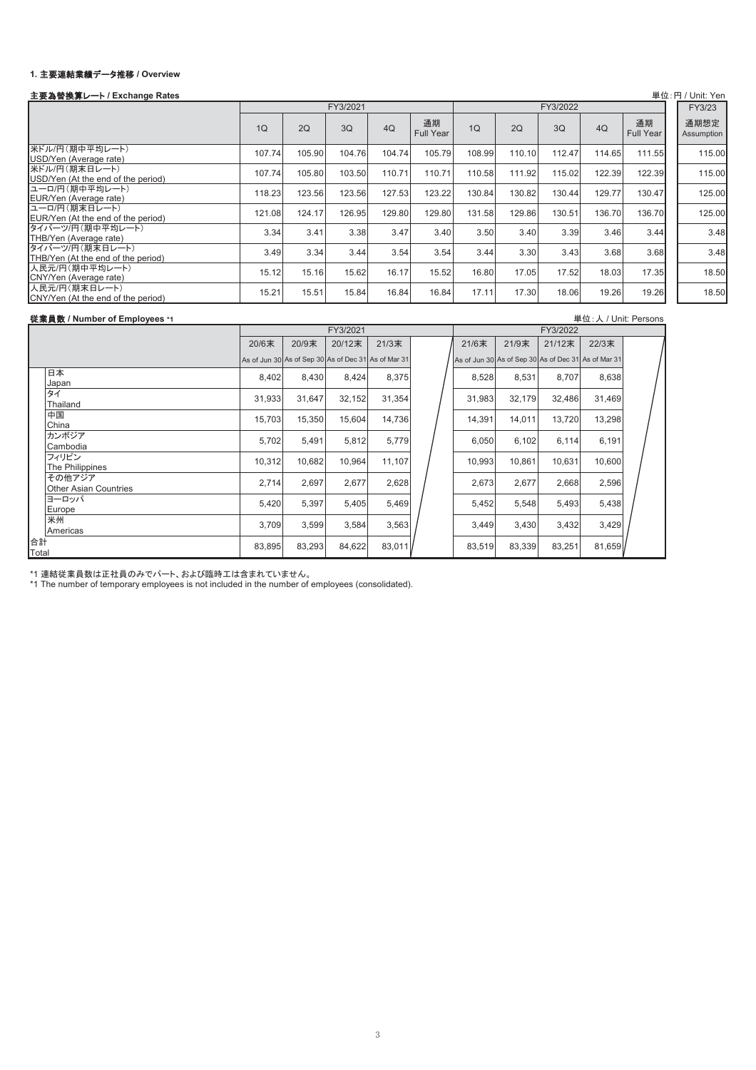## 1. 主要連結業績データ推移 / Overview

### 主要為替換算レート / Exchange Rates

単位：円 / Unit: Yen

| | FY3/2021 | | | | | FY3/2022 | | | | | FY3/23 |
|---|---|---|---|---|---|---|---|---|---|---|---|
| | 1Q | 2Q | 3Q | 4Q | 通期 Full Year | 1Q | 2Q | 3Q | 4Q | 通期 Full Year | 通期想定 Assumption |
| 米ドル/円（期中平均レート） USD/Yen (Average rate) | 107.74 | 105.90 | 104.76 | 104.74 | 105.79 | 108.99 | 110.10 | 112.47 | 114.65 | 111.55 | 115.00 |
| 米ドル/円（期末日レート） USD/Yen (At the end of the period) | 107.74 | 105.80 | 103.50 | 110.71 | 110.71 | 110.58 | 111.92 | 115.02 | 122.39 | 122.39 | 115.00 |
| ユーロ/円（期中平均レート） EUR/Yen (Average rate) | 118.23 | 123.56 | 123.56 | 127.53 | 123.22 | 130.84 | 130.82 | 130.44 | 129.77 | 130.47 | 125.00 |
| ユーロ/円（期末日レート） EUR/Yen (At the end of the period) | 121.08 | 124.17 | 126.95 | 129.80 | 129.80 | 131.58 | 129.86 | 130.51 | 136.70 | 136.70 | 125.00 |
| タイバーツ/円（期中平均レート） THB/Yen (Average rate) | 3.34 | 3.41 | 3.38 | 3.47 | 3.40 | 3.50 | 3.40 | 3.39 | 3.46 | 3.44 | 3.48 |
| タイバーツ/円（期末日レート） THB/Yen (At the end of the period) | 3.49 | 3.34 | 3.44 | 3.54 | 3.54 | 3.44 | 3.30 | 3.43 | 3.68 | 3.68 | 3.48 |
| 人民元/円（期中平均レート） CNY/Yen (Average rate) | 15.12 | 15.16 | 15.62 | 16.17 | 15.52 | 16.80 | 17.05 | 17.52 | 18.03 | 17.35 | 18.50 |
| 人民元/円（期末日レート） CNY/Yen (At the end of the period) | 15.21 | 15.51 | 15.84 | 16.84 | 16.84 | 17.11 | 17.30 | 18.06 | 19.26 | 19.26 | 18.50 |

### 従業員数 / Number of Employees *1

単位：人 / Unit: Persons

| | FY3/2021 | | | | FY3/2022 | | | |
|---|---|---|---|---|---|---|---|---|
| | 20/6末 As of Jun 30 | 20/9末 As of Sep 30 | 20/12末 As of Dec 31 | 21/3末 As of Mar 31 | 21/6末 As of Jun 30 | 21/9末 As of Sep 30 | 21/12末 As of Dec 31 | 22/3末 As of Mar 31 |
| 日本 Japan | 8,402 | 8,430 | 8,424 | 8,375 | 8,528 | 8,531 | 8,707 | 8,638 |
| タイ Thailand | 31,933 | 31,647 | 32,152 | 31,354 | 31,983 | 32,179 | 32,486 | 31,469 |
| 中国 China | 15,703 | 15,350 | 15,604 | 14,736 | 14,391 | 14,011 | 13,720 | 13,298 |
| カンボジア Cambodia | 5,702 | 5,491 | 5,812 | 5,779 | 6,050 | 6,102 | 6,114 | 6,191 |
| フィリピン The Philippines | 10,312 | 10,682 | 10,964 | 11,107 | 10,993 | 10,861 | 10,631 | 10,600 |
| その他アジア Other Asian Countries | 2,714 | 2,697 | 2,677 | 2,628 | 2,673 | 2,677 | 2,668 | 2,596 |
| ヨーロッパ Europe | 5,420 | 5,397 | 5,405 | 5,469 | 5,452 | 5,548 | 5,493 | 5,438 |
| 米州 Americas | 3,709 | 3,599 | 3,584 | 3,563 | 3,449 | 3,430 | 3,432 | 3,429 |
| 合計 Total | 83,895 | 83,293 | 84,622 | 83,011 | 83,519 | 83,339 | 83,251 | 81,659 |

*1 連結従業員数は正社員のみでパート、および臨時工は含まれていません。

*1 The number of temporary employees is not included in the number of employees (consolidated).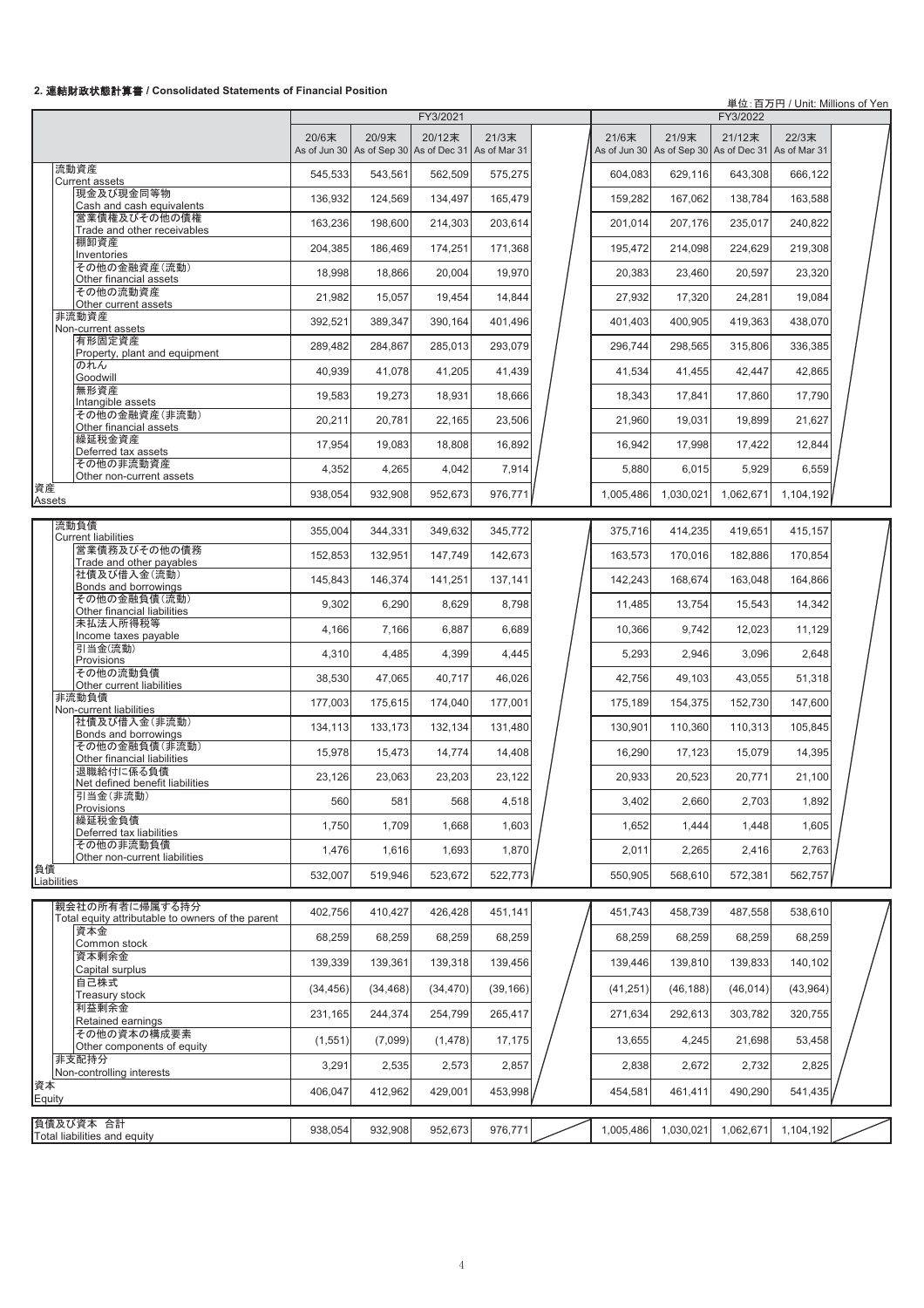## 2. 連結財政状態計算書 / Consolidated Statements of Financial Position

単位:百万円 / Unit: Millions of Yen

| | FY3/2021 | | | | | FY3/2022 | | | | |
|---|---|---|---|---|---|---|---|---|---|---|
| | 20/6末 As of Jun 30 | 20/9末 As of Sep 30 | 20/12末 As of Dec 31 | 21/3末 As of Mar 31 | | 21/6末 As of Jun 30 | 21/9末 As of Sep 30 | 21/12末 As of Dec 31 | 22/3末 As of Mar 31 | |
| 流動資産 Current assets | 545,533 | 543,561 | 562,509 | 575,275 | | 604,083 | 629,116 | 643,308 | 666,122 | |
| 現金及び現金同等物 Cash and cash equivalents | 136,932 | 124,569 | 134,497 | 165,479 | | 159,282 | 167,062 | 138,784 | 163,588 | |
| 営業債権及びその他の債権 Trade and other receivables | 163,236 | 198,600 | 214,303 | 203,614 | | 201,014 | 207,176 | 235,017 | 240,822 | |
| 棚卸資産 Inventories | 204,385 | 186,469 | 174,251 | 171,368 | | 195,472 | 214,098 | 224,629 | 219,308 | |
| その他の金融資産(流動) Other financial assets | 18,998 | 18,866 | 20,004 | 19,970 | | 20,383 | 23,460 | 20,597 | 23,320 | |
| その他の流動資産 Other current assets | 21,982 | 15,057 | 19,454 | 14,844 | | 27,932 | 17,320 | 24,281 | 19,084 | |
| 非流動資産 Non-current assets | 392,521 | 389,347 | 390,164 | 401,496 | | 401,403 | 400,905 | 419,363 | 438,070 | |
| 有形固定資産 Property, plant and equipment | 289,482 | 284,867 | 285,013 | 293,079 | | 296,744 | 298,565 | 315,806 | 336,385 | |
| のれん Goodwill | 40,939 | 41,078 | 41,205 | 41,439 | | 41,534 | 41,455 | 42,447 | 42,865 | |
| 無形資産 Intangible assets | 19,583 | 19,273 | 18,931 | 18,666 | | 18,343 | 17,841 | 17,860 | 17,790 | |
| その他の金融資産(非流動) Other financial assets | 20,211 | 20,781 | 22,165 | 23,506 | | 21,960 | 19,031 | 19,899 | 21,627 | |
| 繰延税金資産 Deferred tax assets | 17,954 | 19,083 | 18,808 | 16,892 | | 16,942 | 17,998 | 17,422 | 12,844 | |
| その他の非流動資産 Other non-current assets | 4,352 | 4,265 | 4,042 | 7,914 | | 5,880 | 6,015 | 5,929 | 6,559 | |
| 資産 Assets | 938,054 | 932,908 | 952,673 | 976,771 | | 1,005,486 | 1,030,021 | 1,062,671 | 1,104,192 | |
| 流動負債 Current liabilities | 355,004 | 344,331 | 349,632 | 345,772 | | 375,716 | 414,235 | 419,651 | 415,157 | |
| 営業債務及びその他の債務 Trade and other payables | 152,853 | 132,951 | 147,749 | 142,673 | | 163,573 | 170,016 | 182,886 | 170,854 | |
| 社債及び借入金(流動) Bonds and borrowings | 145,843 | 146,374 | 141,251 | 137,141 | | 142,243 | 168,674 | 163,048 | 164,866 | |
| その他の金融負債(流動) Other financial liabilities | 9,302 | 6,290 | 8,629 | 8,798 | | 11,485 | 13,754 | 15,543 | 14,342 | |
| 未払法人所得税等 Income taxes payable | 4,166 | 7,166 | 6,887 | 6,689 | | 10,366 | 9,742 | 12,023 | 11,129 | |
| 引当金(流動) Provisions | 4,310 | 4,485 | 4,399 | 4,445 | | 5,293 | 2,946 | 3,096 | 2,648 | |
| その他の流動負債 Other current liabilities | 38,530 | 47,065 | 40,717 | 46,026 | | 42,756 | 49,103 | 43,055 | 51,318 | |
| 非流動負債 Non-current liabilities | 177,003 | 175,615 | 174,040 | 177,001 | | 175,189 | 154,375 | 152,730 | 147,600 | |
| 社債及び借入金(非流動) Bonds and borrowings | 134,113 | 133,173 | 132,134 | 131,480 | | 130,901 | 110,360 | 110,313 | 105,845 | |
| その他の金融負債(非流動) Other financial liabilities | 15,978 | 15,473 | 14,774 | 14,408 | | 16,290 | 17,123 | 15,079 | 14,395 | |
| 退職給付に係る負債 Net defined benefit liabilities | 23,126 | 23,063 | 23,203 | 23,122 | | 20,933 | 20,523 | 20,771 | 21,100 | |
| 引当金(非流動) Provisions | 560 | 581 | 568 | 4,518 | | 3,402 | 2,660 | 2,703 | 1,892 | |
| 繰延税金負債 Deferred tax liabilities | 1,750 | 1,709 | 1,668 | 1,603 | | 1,652 | 1,444 | 1,448 | 1,605 | |
| その他の非流動負債 Other non-current liabilities | 1,476 | 1,616 | 1,693 | 1,870 | | 2,011 | 2,265 | 2,416 | 2,763 | |
| 負債 Liabilities | 532,007 | 519,946 | 523,672 | 522,773 | | 550,905 | 568,610 | 572,381 | 562,757 | |
| 親会社の所有者に帰属する持分 Total equity attributable to owners of the parent | 402,756 | 410,427 | 426,428 | 451,141 | | 451,743 | 458,739 | 487,558 | 538,610 | |
| 資本金 Common stock | 68,259 | 68,259 | 68,259 | 68,259 | | 68,259 | 68,259 | 68,259 | 68,259 | |
| 資本剰余金 Capital surplus | 139,339 | 139,361 | 139,318 | 139,456 | | 139,446 | 139,810 | 139,833 | 140,102 | |
| 自己株式 Treasury stock | (34,456) | (34,468) | (34,470) | (39,166) | | (41,251) | (46,188) | (46,014) | (43,964) | |
| 利益剰余金 Retained earnings | 231,165 | 244,374 | 254,799 | 265,417 | | 271,634 | 292,613 | 303,782 | 320,755 | |
| その他の資本の構成要素 Other components of equity | (1,551) | (7,099) | (1,478) | 17,175 | | 13,655 | 4,245 | 21,698 | 53,458 | |
| 非支配持分 Non-controlling interests | 3,291 | 2,535 | 2,573 | 2,857 | | 2,838 | 2,672 | 2,732 | 2,825 | |
| 資本 Equity | 406,047 | 412,962 | 429,001 | 453,998 | | 454,581 | 461,411 | 490,290 | 541,435 | |
| 負債及び資本 合計 Total liabilities and equity | 938,054 | 932,908 | 952,673 | 976,771 | | 1,005,486 | 1,030,021 | 1,062,671 | 1,104,192 | |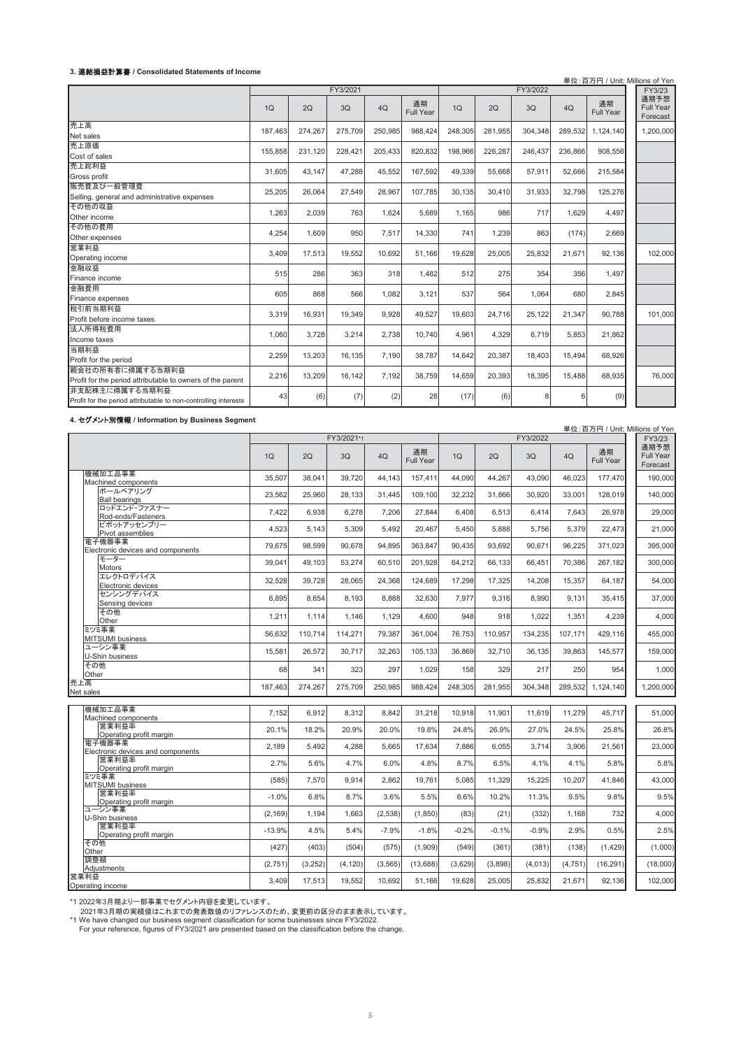### 3. 連結損益計算書 / Consolidated Statements of Income

単位：百万円 / Unit: Millions of Yen

| | FY3/2021 | | | | | FY3/2022 | | | | | FY3/23 |
|---|---|---|---|---|---|---|---|---|---|---|---|
| | 1Q | 2Q | 3Q | 4Q | 通期 Full Year | 1Q | 2Q | 3Q | 4Q | 通期 Full Year | 通期予想 Full Year Forecast |
| 売上高 Net sales | 187,463 | 274,267 | 275,709 | 250,985 | 988,424 | 248,305 | 281,955 | 304,348 | 289,532 | 1,124,140 | 1,200,000 |
| 売上原価 Cost of sales | 155,858 | 231,120 | 228,421 | 205,433 | 820,832 | 198,966 | 226,287 | 246,437 | 236,866 | 908,556 | |
| 売上総利益 Gross profit | 31,605 | 43,147 | 47,288 | 45,552 | 167,592 | 49,339 | 55,668 | 57,911 | 52,666 | 215,584 | |
| 販売費及び一般管理費 Selling, general and administrative expenses | 25,205 | 26,064 | 27,549 | 28,967 | 107,785 | 30,135 | 30,410 | 31,933 | 32,798 | 125,276 | |
| その他の収益 Other income | 1,263 | 2,039 | 763 | 1,624 | 5,689 | 1,165 | 986 | 717 | 1,629 | 4,497 | |
| その他の費用 Other expenses | 4,254 | 1,609 | 950 | 7,517 | 14,330 | 741 | 1,239 | 863 | (174) | 2,669 | |
| 営業利益 Operating income | 3,409 | 17,513 | 19,552 | 10,692 | 51,166 | 19,628 | 25,005 | 25,832 | 21,671 | 92,136 | 102,000 |
| 金融収益 Finance income | 515 | 286 | 363 | 318 | 1,482 | 512 | 275 | 354 | 356 | 1,497 | |
| 金融費用 Finance expenses | 605 | 868 | 566 | 1,082 | 3,121 | 537 | 564 | 1,064 | 680 | 2,845 | |
| 税引前当期利益 Profit before income taxes | 3,319 | 16,931 | 19,349 | 9,928 | 49,527 | 19,603 | 24,716 | 25,122 | 21,347 | 90,788 | 101,000 |
| 法人所得税費用 Income taxes | 1,060 | 3,728 | 3,214 | 2,738 | 10,740 | 4,961 | 4,329 | 6,719 | 5,853 | 21,862 | |
| 当期利益 Profit for the period | 2,259 | 13,203 | 16,135 | 7,190 | 38,787 | 14,642 | 20,387 | 18,403 | 15,494 | 68,926 | |
| 親会社の所有者に帰属する当期利益 Profit for the period attributable to owners of the parent | 2,216 | 13,209 | 16,142 | 7,192 | 38,759 | 14,659 | 20,393 | 18,395 | 15,488 | 68,935 | 76,000 |
| 非支配株主に帰属する当期利益 Profit for the period attributable to non-controlling interests | 43 | (6) | (7) | (2) | 28 | (17) | (6) | 8 | 6 | (9) | |

### 4. セグメント別情報 / Information by Business Segment

単位：百万円 / Unit: Millions of Yen

| | FY3/2021*1 | | | | | FY3/2022 | | | | | FY3/23 |
|---|---|---|---|---|---|---|---|---|---|---|---|
| | 1Q | 2Q | 3Q | 4Q | 通期 Full Year | 1Q | 2Q | 3Q | 4Q | 通期 Full Year | 通期予想 Full Year Forecast |
| 機械加工品事業 Machined components | 35,507 | 38,041 | 39,720 | 44,143 | 157,411 | 44,090 | 44,267 | 43,090 | 46,023 | 177,470 | 190,000 |
| ボールベアリング Ball bearings | 23,562 | 25,960 | 28,133 | 31,445 | 109,100 | 32,232 | 31,866 | 30,920 | 33,001 | 128,019 | 140,000 |
| ロッドエンド・ファスナー Rod-ends/Fasteners | 7,422 | 6,938 | 6,278 | 7,206 | 27,844 | 6,408 | 6,513 | 6,414 | 7,643 | 26,978 | 29,000 |
| ピボットアッセンブリー Pivot assemblies | 4,523 | 5,143 | 5,309 | 5,492 | 20,467 | 5,450 | 5,888 | 5,756 | 5,379 | 22,473 | 21,000 |
| 電子機器事業 Electronic devices and components | 79,675 | 98,599 | 90,678 | 94,895 | 363,847 | 90,435 | 93,692 | 90,671 | 96,225 | 371,023 | 395,000 |
| モーター Motors | 39,041 | 49,103 | 53,274 | 60,510 | 201,928 | 64,212 | 66,133 | 66,451 | 70,386 | 267,182 | 300,000 |
| エレクトロデバイス Electronic devices | 32,528 | 39,728 | 28,065 | 24,368 | 124,689 | 17,298 | 17,325 | 14,208 | 15,357 | 64,187 | 54,000 |
| センシングデバイス Sensing devices | 6,895 | 8,654 | 8,193 | 8,888 | 32,630 | 7,977 | 9,316 | 8,990 | 9,131 | 35,415 | 37,000 |
| その他 Other | 1,211 | 1,114 | 1,146 | 1,129 | 4,600 | 948 | 918 | 1,022 | 1,351 | 4,239 | 4,000 |
| ミツミ事業 MITSUMI business | 56,632 | 110,714 | 114,271 | 79,387 | 361,004 | 76,753 | 110,957 | 134,235 | 107,171 | 429,116 | 455,000 |
| ユーシン事業 U-Shin business | 15,581 | 26,572 | 30,717 | 32,263 | 105,133 | 36,869 | 32,710 | 36,135 | 39,863 | 145,577 | 159,000 |
| その他 Other | 68 | 341 | 323 | 297 | 1,029 | 158 | 329 | 217 | 250 | 954 | 1,000 |
| 売上高 Net sales | 187,463 | 274,267 | 275,709 | 250,985 | 988,424 | 248,305 | 281,955 | 304,348 | 289,532 | 1,124,140 | 1,200,000 |
| 機械加工品事業 Machined components | 7,152 | 6,912 | 8,312 | 8,842 | 31,218 | 10,918 | 11,901 | 11,619 | 11,279 | 45,717 | 51,000 |
| 営業利益率 Operating profit margin | 20.1% | 18.2% | 20.9% | 20.0% | 19.8% | 24.8% | 26.9% | 27.0% | 24.5% | 25.8% | 26.8% |
| 電子機器事業 Electronic devices and components | 2,189 | 5,492 | 4,288 | 5,665 | 17,634 | 7,886 | 6,055 | 3,714 | 3,906 | 21,561 | 23,000 |
| 営業利益率 Operating profit margin | 2.7% | 5.6% | 4.7% | 6.0% | 4.8% | 8.7% | 6.5% | 4.1% | 4.1% | 5.8% | 5.8% |
| ミツミ事業 MITSUMI business | (585) | 7,570 | 9,914 | 2,862 | 19,761 | 5,085 | 11,329 | 15,225 | 10,207 | 41,846 | 43,000 |
| 営業利益率 Operating profit margin | -1.0% | 6.8% | 8.7% | 3.6% | 5.5% | 6.6% | 10.2% | 11.3% | 9.5% | 9.8% | 9.5% |
| ユーシン事業 U-Shin business | (2,169) | 1,194 | 1,663 | (2,538) | (1,850) | (83) | (21) | (332) | 1,168 | 732 | 4,000 |
| 営業利益率 Operating profit margin | -13.9% | 4.5% | 5.4% | -7.9% | -1.8% | -0.2% | -0.1% | -0.9% | 2.9% | 0.5% | 2.5% |
| その他 Other | (427) | (403) | (504) | (575) | (1,909) | (549) | (361) | (381) | (138) | (1,429) | (1,000) |
| 調整額 Adjustments | (2,751) | (3,252) | (4,120) | (3,565) | (13,688) | (3,629) | (3,898) | (4,013) | (4,751) | (16,291) | (18,000) |
| 営業利益 Operating income | 3,409 | 17,513 | 19,552 | 10,692 | 51,166 | 19,628 | 25,005 | 25,832 | 21,671 | 92,136 | 102,000 |

*1 2022年3月期より一部事業でセグメント内容を変更しています。
2021年3月期の実績値はこれまでの発表数値のリファレンスのため、変更前の区分のまま表示しています。
*1 We have changed our business segment classification for some businesses since FY3/2022.
For your reference, figures of FY3/2021 are presented based on the classification before the change.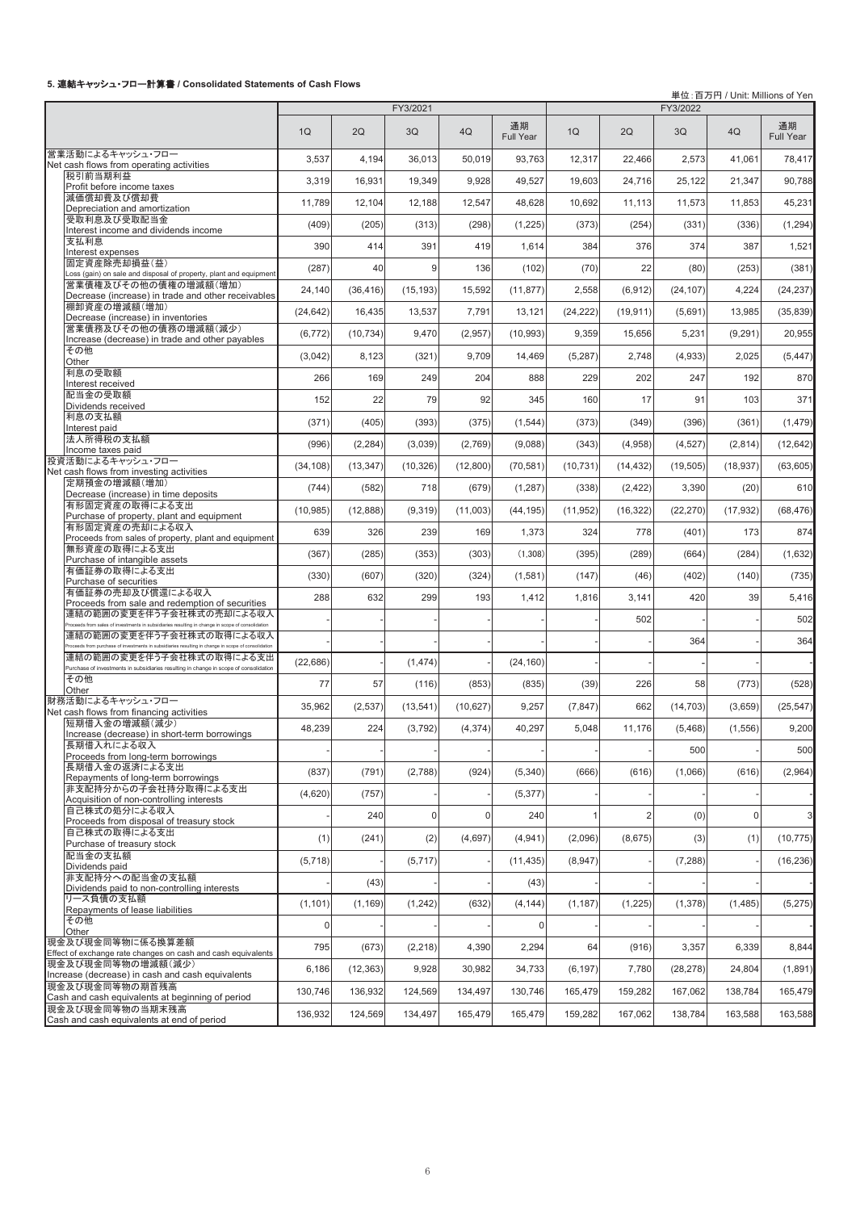### 5. 連結キャッシュ・フロー計算書 / Consolidated Statements of Cash Flows

単位：百万円 / Unit: Millions of Yen

| | FY3/2021 | | | | | FY3/2022 | | | | |
|---|---|---|---|---|---|---|---|---|---|---|
| | 1Q | 2Q | 3Q | 4Q | 通期 Full Year | 1Q | 2Q | 3Q | 4Q | 通期 Full Year |
| 営業活動によるキャッシュ・フロー Net cash flows from operating activities | 3,537 | 4,194 | 36,013 | 50,019 | 93,763 | 12,317 | 22,466 | 2,573 | 41,061 | 78,417 |
| 税引前当期利益 Profit before income taxes | 3,319 | 16,931 | 19,349 | 9,928 | 49,527 | 19,603 | 24,716 | 25,122 | 21,347 | 90,788 |
| 減価償却費及び償却費 Depreciation and amortization | 11,789 | 12,104 | 12,188 | 12,547 | 48,628 | 10,692 | 11,113 | 11,573 | 11,853 | 45,231 |
| 受取利息及び受取配当金 Interest income and dividends income | (409) | (205) | (313) | (298) | (1,225) | (373) | (254) | (331) | (336) | (1,294) |
| 支払利息 Interest expenses | 390 | 414 | 391 | 419 | 1,614 | 384 | 376 | 374 | 387 | 1,521 |
| 固定資産除売却損益（益） Loss (gain) on sale and disposal of property, plant and equipment | (287) | 40 | 9 | 136 | (102) | (70) | 22 | (80) | (253) | (381) |
| 営業債権及びその他の債権の増減額（増加） Decrease (increase) in trade and other receivables | 24,140 | (36,416) | (15,193) | 15,592 | (11,877) | 2,558 | (6,912) | (24,107) | 4,224 | (24,237) |
| 棚卸資産の増減額（増加） Decrease (increase) in inventories | (24,642) | 16,435 | 13,537 | 7,791 | 13,121 | (24,222) | (19,911) | (5,691) | 13,985 | (35,839) |
| 営業債務及びその他の債務の増減額（減少） Increase (decrease) in trade and other payables | (6,772) | (10,734) | 9,470 | (2,957) | (10,993) | 9,359 | 15,656 | 5,231 | (9,291) | 20,955 |
| その他 Other | (3,042) | 8,123 | (321) | 9,709 | 14,469 | (5,287) | 2,748 | (4,933) | 2,025 | (5,447) |
| 利息の受取額 Interest received | 266 | 169 | 249 | 204 | 888 | 229 | 202 | 247 | 192 | 870 |
| 配当金の受取額 Dividends received | 152 | 22 | 79 | 92 | 345 | 160 | 17 | 91 | 103 | 371 |
| 利息の支払額 Interest paid | (371) | (405) | (393) | (375) | (1,544) | (373) | (349) | (396) | (361) | (1,479) |
| 法人所得税の支払額 Income taxes paid | (996) | (2,284) | (3,039) | (2,769) | (9,088) | (343) | (4,958) | (4,527) | (2,814) | (12,642) |
| 投資活動によるキャッシュ・フロー Net cash flows from investing activities | (34,108) | (13,347) | (10,326) | (12,800) | (70,581) | (10,731) | (14,432) | (19,505) | (18,937) | (63,605) |
| 定期預金の増減額（増加） Decrease (increase) in time deposits | (744) | (582) | 718 | (679) | (1,287) | (338) | (2,422) | 3,390 | (20) | 610 |
| 有形固定資産の取得による支出 Purchase of property, plant and equipment | (10,985) | (12,888) | (9,319) | (11,003) | (44,195) | (11,952) | (16,322) | (22,270) | (17,932) | (68,476) |
| 有形固定資産の売却による収入 Proceeds from sales of property, plant and equipment | 639 | 326 | 239 | 169 | 1,373 | 324 | 778 | (401) | 173 | 874 |
| 無形資産の取得による支出 Purchase of intangible assets | (367) | (285) | (353) | (303) | (1,308) | (395) | (289) | (664) | (284) | (1,632) |
| 有価証券の取得による支出 Purchase of securities | (330) | (607) | (320) | (324) | (1,581) | (147) | (46) | (402) | (140) | (735) |
| 有価証券の売却及び償還による収入 Proceeds from sale and redemption of securities | 288 | 632 | 299 | 193 | 1,412 | 1,816 | 3,141 | 420 | 39 | 5,416 |
| 連結の範囲の変更を伴う子会社株式の売却による収入 Proceeds from sales of investments in subsidiaries resulting in change in scope of consolidation | - | - | - | - | - | - | 502 | - | - | 502 |
| 連結の範囲の変更を伴う子会社株式の取得による収入 Proceeds from purchase of investments in subsidiaries resulting in change in scope of consolidation | - | - | - | - | - | - | - | 364 | - | 364 |
| 連結の範囲の変更を伴う子会社株式の取得による支出 Purchase of investments in subsidiaries resulting in change in scope of consolidation | (22,686) | - | (1,474) | - | (24,160) | - | - | - | - | - |
| その他 Other | 77 | 57 | (116) | (853) | (835) | (39) | 226 | 58 | (773) | (528) |
| 財務活動によるキャッシュ・フロー Net cash flows from financing activities | 35,962 | (2,537) | (13,541) | (10,627) | 9,257 | (7,847) | 662 | (14,703) | (3,659) | (25,547) |
| 短期借入金の増減額（減少） Increase (decrease) in short-term borrowings | 48,239 | 224 | (3,792) | (4,374) | 40,297 | 5,048 | 11,176 | (5,468) | (1,556) | 9,200 |
| 長期借入れによる収入 Proceeds from long-term borrowings | - | - | - | - | - | - | - | 500 | - | 500 |
| 長期借入金の返済による支出 Repayments of long-term borrowings | (837) | (791) | (2,788) | (924) | (5,340) | (666) | (616) | (1,066) | (616) | (2,964) |
| 非支配持分からの子会社持分取得による支出 Acquisition of non-controlling interests | (4,620) | (757) | - | - | (5,377) | - | - | - | - | - |
| 自己株式の処分による収入 Proceeds from disposal of treasury stock | - | 240 | 0 | 0 | 240 | 1 | 2 | (0) | 0 | 3 |
| 自己株式の取得による支出 Purchase of treasury stock | (1) | (241) | (2) | (4,697) | (4,941) | (2,096) | (8,675) | (3) | (1) | (10,775) |
| 配当金の支払額 Dividends paid | (5,718) | - | (5,717) | - | (11,435) | (8,947) | - | (7,288) | - | (16,236) |
| 非支配持分への配当金の支払額 Dividends paid to non-controlling interests | - | (43) | - | - | (43) | - | - | - | - | - |
| リース負債の支払額 Repayments of lease liabilities | (1,101) | (1,169) | (1,242) | (632) | (4,144) | (1,187) | (1,225) | (1,378) | (1,485) | (5,275) |
| その他 Other | 0 | - | - | - | 0 | - | - | - | - | - |
| 現金及び現金同等物に係る換算差額 Effect of exchange rate changes on cash and cash equivalents | 795 | (673) | (2,218) | 4,390 | 2,294 | 64 | (916) | 3,357 | 6,339 | 8,844 |
| 現金及び現金同等物の増減額（減少） Increase (decrease) in cash and cash equivalents | 6,186 | (12,363) | 9,928 | 30,982 | 34,733 | (6,197) | 7,780 | (28,278) | 24,804 | (1,891) |
| 現金及び現金同等物の期首残高 Cash and cash equivalents at beginning of period | 130,746 | 136,932 | 124,569 | 134,497 | 130,746 | 165,479 | 159,282 | 167,062 | 138,784 | 165,479 |
| 現金及び現金同等物の当期末残高 Cash and cash equivalents at end of period | 136,932 | 124,569 | 134,497 | 165,479 | 165,479 | 159,282 | 167,062 | 138,784 | 163,588 | 163,588 |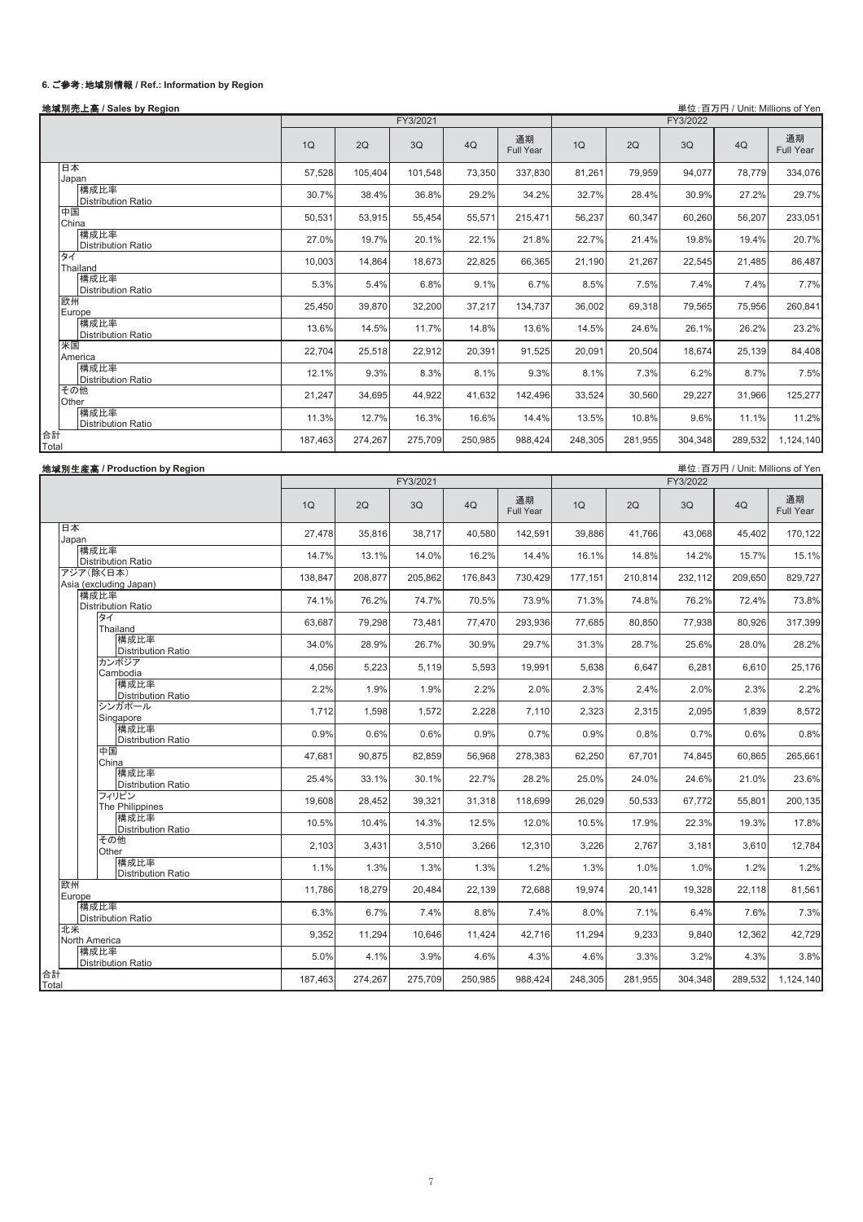### 6. ご参考：地域別情報 / Ref.: Information by Region

**地域別売上高 / Sales by Region**

単位：百万円 / Unit: Millions of Yen

| | FY3/2021 | | | | | FY3/2022 | | | | |
|---|---|---|---|---|---|---|---|---|---|---|
| | 1Q | 2Q | 3Q | 4Q | 通期 Full Year | 1Q | 2Q | 3Q | 4Q | 通期 Full Year |
| 日本 Japan | 57,528 | 105,404 | 101,548 | 73,350 | 337,830 | 81,261 | 79,959 | 94,077 | 78,779 | 334,076 |
| 構成比率 Distribution Ratio | 30.7% | 38.4% | 36.8% | 29.2% | 34.2% | 32.7% | 28.4% | 30.9% | 27.2% | 29.7% |
| 中国 China | 50,531 | 53,915 | 55,454 | 55,571 | 215,471 | 56,237 | 60,347 | 60,260 | 56,207 | 233,051 |
| 構成比率 Distribution Ratio | 27.0% | 19.7% | 20.1% | 22.1% | 21.8% | 22.7% | 21.4% | 19.8% | 19.4% | 20.7% |
| タイ Thailand | 10,003 | 14,864 | 18,673 | 22,825 | 66,365 | 21,190 | 21,267 | 22,545 | 21,485 | 86,487 |
| 構成比率 Distribution Ratio | 5.3% | 5.4% | 6.8% | 9.1% | 6.7% | 8.5% | 7.5% | 7.4% | 7.4% | 7.7% |
| 欧州 Europe | 25,450 | 39,870 | 32,200 | 37,217 | 134,737 | 36,002 | 69,318 | 79,565 | 75,956 | 260,841 |
| 構成比率 Distribution Ratio | 13.6% | 14.5% | 11.7% | 14.8% | 13.6% | 14.5% | 24.6% | 26.1% | 26.2% | 23.2% |
| 米国 America | 22,704 | 25,518 | 22,912 | 20,391 | 91,525 | 20,091 | 20,504 | 18,674 | 25,139 | 84,408 |
| 構成比率 Distribution Ratio | 12.1% | 9.3% | 8.3% | 8.1% | 9.3% | 8.1% | 7.3% | 6.2% | 8.7% | 7.5% |
| その他 Other | 21,247 | 34,695 | 44,922 | 41,632 | 142,496 | 33,524 | 30,560 | 29,227 | 31,966 | 125,277 |
| 構成比率 Distribution Ratio | 11.3% | 12.7% | 16.3% | 16.6% | 14.4% | 13.5% | 10.8% | 9.6% | 11.1% | 11.2% |
| 合計 Total | 187,463 | 274,267 | 275,709 | 250,985 | 988,424 | 248,305 | 281,955 | 304,348 | 289,532 | 1,124,140 |

**地域別生産高 / Production by Region**

単位：百万円 / Unit: Millions of Yen

| | FY3/2021 | | | | | FY3/2022 | | | | |
|---|---|---|---|---|---|---|---|---|---|---|
| | 1Q | 2Q | 3Q | 4Q | 通期 Full Year | 1Q | 2Q | 3Q | 4Q | 通期 Full Year |
| 日本 Japan | 27,478 | 35,816 | 38,717 | 40,580 | 142,591 | 39,886 | 41,766 | 43,068 | 45,402 | 170,122 |
| 構成比率 Distribution Ratio | 14.7% | 13.1% | 14.0% | 16.2% | 14.4% | 16.1% | 14.8% | 14.2% | 15.7% | 15.1% |
| アジア(除く日本) Asia (excluding Japan) | 138,847 | 208,877 | 205,862 | 176,843 | 730,429 | 177,151 | 210,814 | 232,112 | 209,650 | 829,727 |
| 構成比率 Distribution Ratio | 74.1% | 76.2% | 74.7% | 70.5% | 73.9% | 71.3% | 74.8% | 76.2% | 72.4% | 73.8% |
| タイ Thailand | 63,687 | 79,298 | 73,481 | 77,470 | 293,936 | 77,685 | 80,850 | 77,938 | 80,926 | 317,399 |
| 構成比率 Distribution Ratio | 34.0% | 28.9% | 26.7% | 30.9% | 29.7% | 31.3% | 28.7% | 25.6% | 28.0% | 28.2% |
| カンボジア Cambodia | 4,056 | 5,223 | 5,119 | 5,593 | 19,991 | 5,638 | 6,647 | 6,281 | 6,610 | 25,176 |
| 構成比率 Distribution Ratio | 2.2% | 1.9% | 1.9% | 2.2% | 2.0% | 2.3% | 2.4% | 2.0% | 2.3% | 2.2% |
| シンガポール Singapore | 1,712 | 1,598 | 1,572 | 2,228 | 7,110 | 2,323 | 2,315 | 2,095 | 1,839 | 8,572 |
| 構成比率 Distribution Ratio | 0.9% | 0.6% | 0.6% | 0.9% | 0.7% | 0.9% | 0.8% | 0.7% | 0.6% | 0.8% |
| 中国 China | 47,681 | 90,875 | 82,859 | 56,968 | 278,383 | 62,250 | 67,701 | 74,845 | 60,865 | 265,661 |
| 構成比率 Distribution Ratio | 25.4% | 33.1% | 30.1% | 22.7% | 28.2% | 25.0% | 24.0% | 24.6% | 21.0% | 23.6% |
| フィリピン The Philippines | 19,608 | 28,452 | 39,321 | 31,318 | 118,699 | 26,029 | 50,533 | 67,772 | 55,801 | 200,135 |
| 構成比率 Distribution Ratio | 10.5% | 10.4% | 14.3% | 12.5% | 12.0% | 10.5% | 17.9% | 22.3% | 19.3% | 17.8% |
| その他 Other | 2,103 | 3,431 | 3,510 | 3,266 | 12,310 | 3,226 | 2,767 | 3,181 | 3,610 | 12,784 |
| 構成比率 Distribution Ratio | 1.1% | 1.3% | 1.3% | 1.3% | 1.2% | 1.3% | 1.0% | 1.0% | 1.2% | 1.2% |
| 欧州 Europe | 11,786 | 18,279 | 20,484 | 22,139 | 72,688 | 19,974 | 20,141 | 19,328 | 22,118 | 81,561 |
| 構成比率 Distribution Ratio | 6.3% | 6.7% | 7.4% | 8.8% | 7.4% | 8.0% | 7.1% | 6.4% | 7.6% | 7.3% |
| 北米 North America | 9,352 | 11,294 | 10,646 | 11,424 | 42,716 | 11,294 | 9,233 | 9,840 | 12,362 | 42,729 |
| 構成比率 Distribution Ratio | 5.0% | 4.1% | 3.9% | 4.6% | 4.3% | 4.6% | 3.3% | 3.2% | 4.3% | 3.8% |
| 合計 Total | 187,463 | 274,267 | 275,709 | 250,985 | 988,424 | 248,305 | 281,955 | 304,348 | 289,532 | 1,124,140 |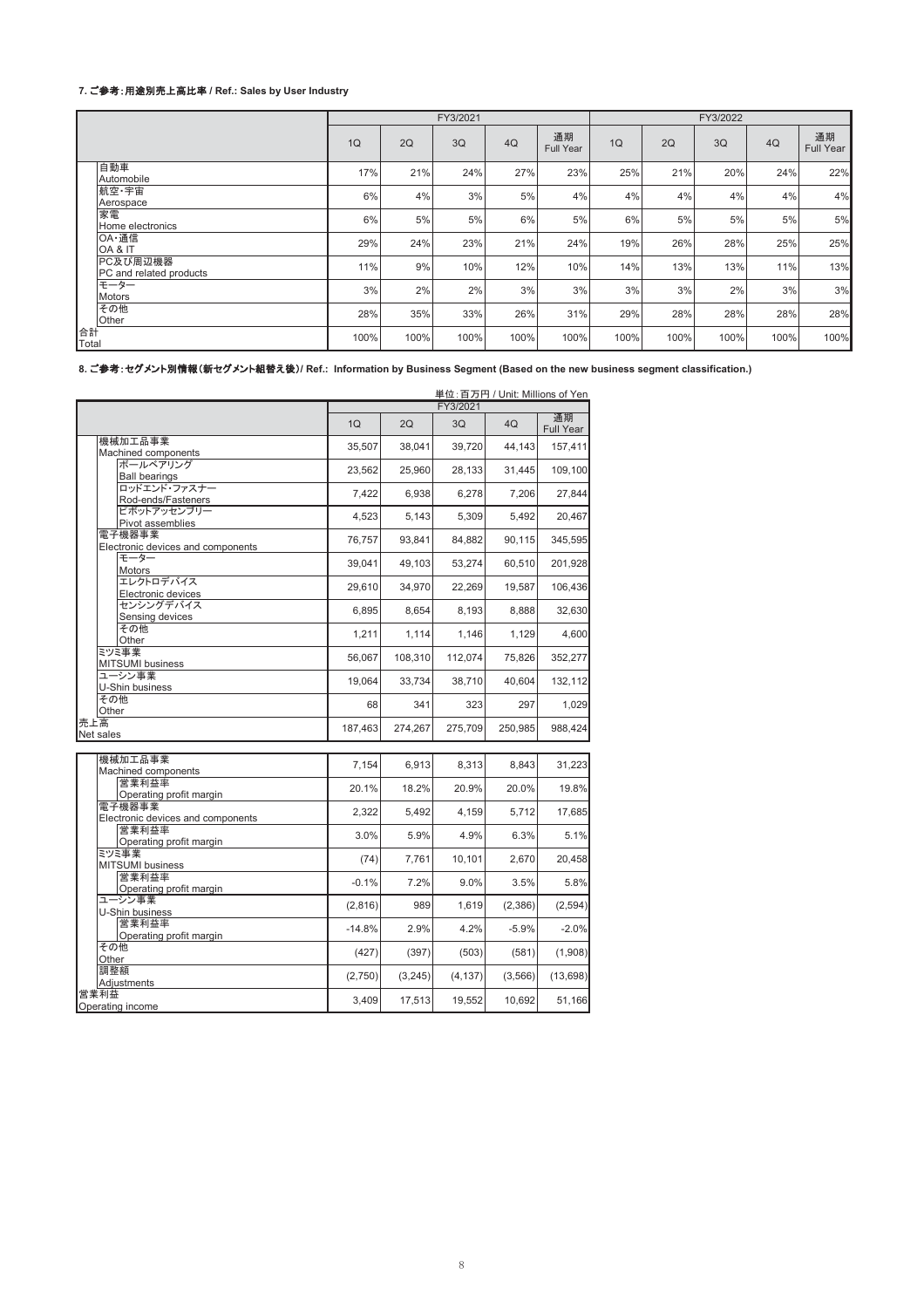### 7. ご参考：用途別売上高比率 / Ref.: Sales by User Industry

| | FY3/2021 | | | | | FY3/2022 | | | | |
|---|---|---|---|---|---|---|---|---|---|---|
| | 1Q | 2Q | 3Q | 4Q | 通期 Full Year | 1Q | 2Q | 3Q | 4Q | 通期 Full Year |
| 自動車 Automobile | 17% | 21% | 24% | 27% | 23% | 25% | 21% | 20% | 24% | 22% |
| 航空・宇宙 Aerospace | 6% | 4% | 3% | 5% | 4% | 4% | 4% | 4% | 4% | 4% |
| 家電 Home electronics | 6% | 5% | 5% | 6% | 5% | 6% | 5% | 5% | 5% | 5% |
| OA・通信 OA & IT | 29% | 24% | 23% | 21% | 24% | 19% | 26% | 28% | 25% | 25% |
| PC及び周辺機器 PC and related products | 11% | 9% | 10% | 12% | 10% | 14% | 13% | 13% | 11% | 13% |
| モーター Motors | 3% | 2% | 2% | 3% | 3% | 3% | 3% | 2% | 3% | 3% |
| その他 Other | 28% | 35% | 33% | 26% | 31% | 29% | 28% | 28% | 28% | 28% |
| 合計 Total | 100% | 100% | 100% | 100% | 100% | 100% | 100% | 100% | 100% | 100% |

### 8. ご参考：セグメント別情報（新セグメント組替え後）/ Ref.: Information by Business Segment (Based on the new business segment classification.)

単位：百万円 / Unit: Millions of Yen

| | FY3/2021 | | | | |
|---|---|---|---|---|---|
| | 1Q | 2Q | 3Q | 4Q | 通期 Full Year |
| 機械加工品事業 Machined components | 35,507 | 38,041 | 39,720 | 44,143 | 157,411 |
| ボールベアリング Ball bearings | 23,562 | 25,960 | 28,133 | 31,445 | 109,100 |
| ロッドエンド・ファスナー Rod-ends/Fasteners | 7,422 | 6,938 | 6,278 | 7,206 | 27,844 |
| ピボットアッセンブリー Pivot assemblies | 4,523 | 5,143 | 5,309 | 5,492 | 20,467 |
| 電子機器事業 Electronic devices and components | 76,757 | 93,841 | 84,882 | 90,115 | 345,595 |
| モーター Motors | 39,041 | 49,103 | 53,274 | 60,510 | 201,928 |
| エレクトロデバイス Electronic devices | 29,610 | 34,970 | 22,269 | 19,587 | 106,436 |
| センシングデバイス Sensing devices | 6,895 | 8,654 | 8,193 | 8,888 | 32,630 |
| その他 Other | 1,211 | 1,114 | 1,146 | 1,129 | 4,600 |
| ミツミ事業 MITSUMI business | 56,067 | 108,310 | 112,074 | 75,826 | 352,277 |
| ユーシン事業 U-Shin business | 19,064 | 33,734 | 38,710 | 40,604 | 132,112 |
| その他 Other | 68 | 341 | 323 | 297 | 1,029 |
| 売上高 Net sales | 187,463 | 274,267 | 275,709 | 250,985 | 988,424 |
| 機械加工品事業 Machined components | 7,154 | 6,913 | 8,313 | 8,843 | 31,223 |
| 営業利益率 Operating profit margin | 20.1% | 18.2% | 20.9% | 20.0% | 19.8% |
| 電子機器事業 Electronic devices and components | 2,322 | 5,492 | 4,159 | 5,712 | 17,685 |
| 営業利益率 Operating profit margin | 3.0% | 5.9% | 4.9% | 6.3% | 5.1% |
| ミツミ事業 MITSUMI business | (74) | 7,761 | 10,101 | 2,670 | 20,458 |
| 営業利益率 Operating profit margin | -0.1% | 7.2% | 9.0% | 3.5% | 5.8% |
| ユーシン事業 U-Shin business | (2,816) | 989 | 1,619 | (2,386) | (2,594) |
| 営業利益率 Operating profit margin | -14.8% | 2.9% | 4.2% | -5.9% | -2.0% |
| その他 Other | (427) | (397) | (503) | (581) | (1,908) |
| 調整額 Adjustments | (2,750) | (3,245) | (4,137) | (3,566) | (13,698) |
| 営業利益 Operating income | 3,409 | 17,513 | 19,552 | 10,692 | 51,166 |